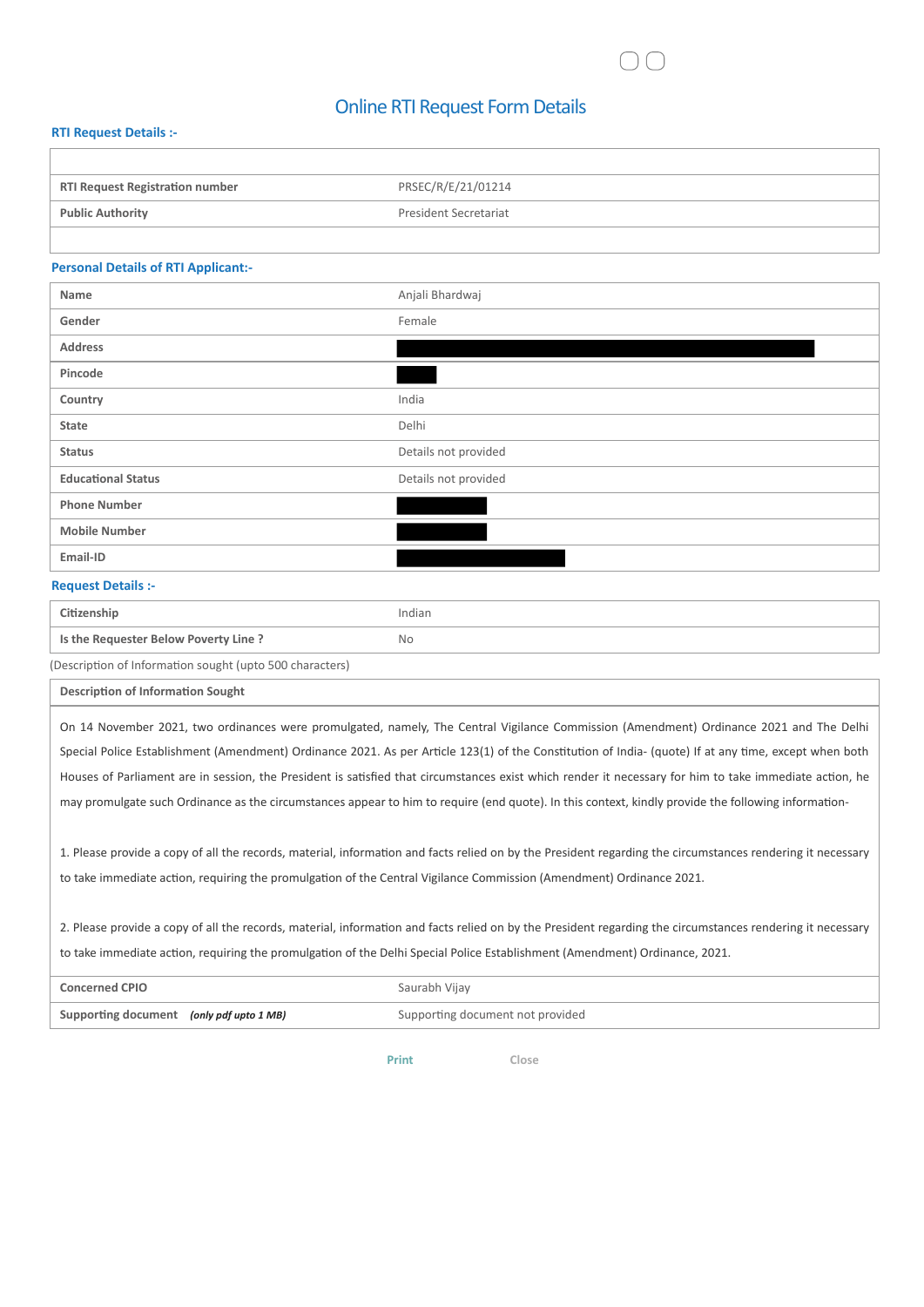# Online RTI Request Form Details

## RTI Request Details :-

| | |
|---|---|
| RTI Request Registration number | PRSEC/R/E/21/01214 |
| Public Authority | President Secretariat |

## Personal Details of RTI Applicant:-

| | |
|---|---|
| Name | Anjali Bhardwaj |
| Gender | Female |
| Address | |
| Pincode | |
| Country | India |
| State | Delhi |
| Status | Details not provided |
| Educational Status | Details not provided |
| Phone Number | |
| Mobile Number | |
| Email-ID | |

## Request Details :-

| | |
|---|---|
| Citizenship | Indian |
| Is the Requester Below Poverty Line ? | No |

(Description of Information sought (upto 500 characters))

**Description of Information Sought**

On 14 November 2021, two ordinances were promulgated, namely, The Central Vigilance Commission (Amendment) Ordinance 2021 and The Delhi Special Police Establishment (Amendment) Ordinance 2021. As per Article 123(1) of the Constitution of India- (quote) If at any time, except when both Houses of Parliament are in session, the President is satisfied that circumstances exist which render it necessary for him to take immediate action, he may promulgate such Ordinance as the circumstances appear to him to require (end quote). In this context, kindly provide the following information-

1. Please provide a copy of all the records, material, information and facts relied on by the President regarding the circumstances rendering it necessary to take immediate action, requiring the promulgation of the Central Vigilance Commission (Amendment) Ordinance 2021.

2. Please provide a copy of all the records, material, information and facts relied on by the President regarding the circumstances rendering it necessary to take immediate action, requiring the promulgation of the Delhi Special Police Establishment (Amendment) Ordinance, 2021.

| | |
|---|---|
| Concerned CPIO | Saurabh Vijay |
| Supporting document *(only pdf upto 1 MB)* | Supporting document not provided |

Print Close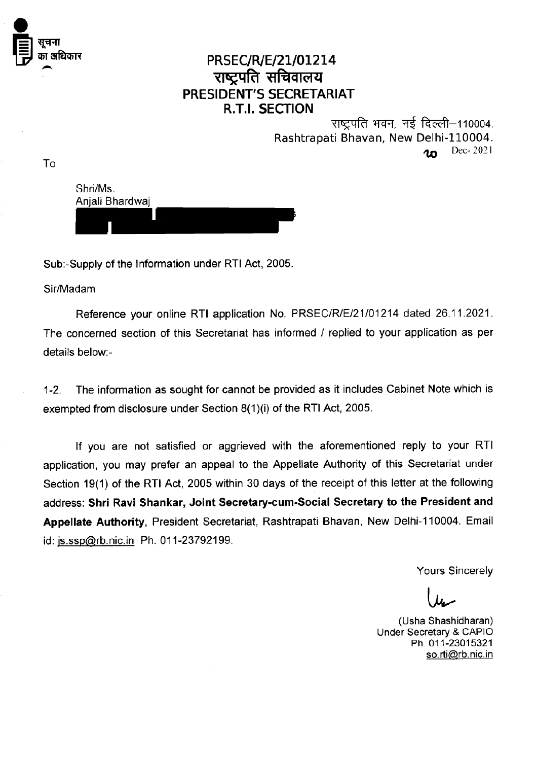सूचना का अधिकार

# PRSEC/R/E/21/01214

## राष्ट्रपति सचिवालय
## PRESIDENT'S SECRETARIAT
## R.T.I. SECTION

राष्ट्रपति भवन, नई दिल्ली–110004.
Rashtrapati Bhavan, New Delhi-110004.
10 Dec-2021

To

Shri/Ms.
Anjali Bhardwaj

Sub:-Supply of the Information under RTI Act, 2005.

Sir/Madam

Reference your online RTI application No. PRSEC/R/E/21/01214 dated 26.11.2021. The concerned section of this Secretariat has informed / replied to your application as per details below:-

1-2. The information as sought for cannot be provided as it includes Cabinet Note which is exempted from disclosure under Section 8(1)(i) of the RTI Act, 2005.

If you are not satisfied or aggrieved with the aforementioned reply to your RTI application, you may prefer an appeal to the Appellate Authority of this Secretariat under Section 19(1) of the RTI Act, 2005 within 30 days of the receipt of this letter at the following address: **Shri Ravi Shankar, Joint Secretary-cum-Social Secretary to the President and Appellate Authority**, President Secretariat, Rashtrapati Bhavan, New Delhi-110004. Email id: js.ssp@rb.nic.in Ph. 011-23792199.

Yours Sincerely

(Usha Shashidharan)
Under Secretary & CAPIO
Ph. 011-23015321
so.rti@rb.nic.in